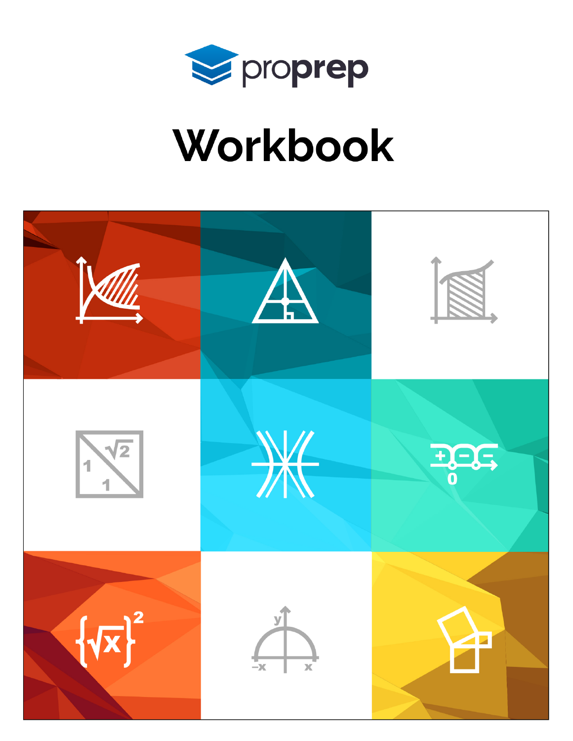proprep

# Workbook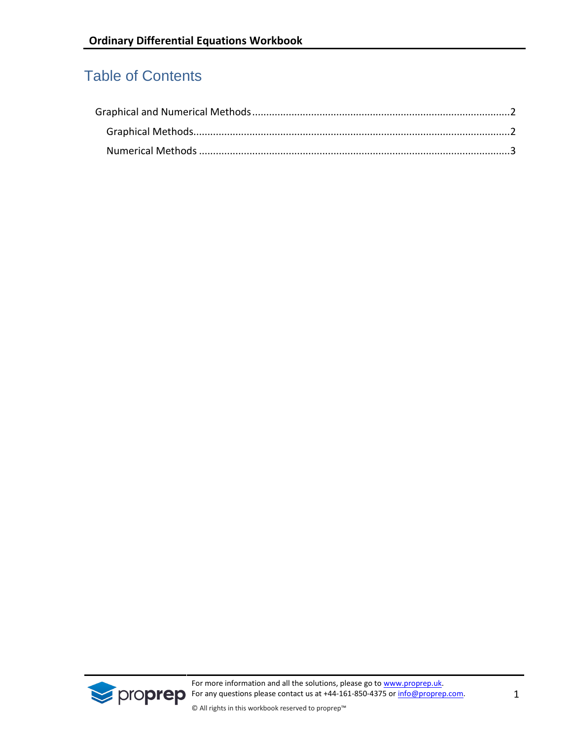# Table of Contents

Graphical and Numerical Methods ............................................................................................2

Graphical Methods....................................................................................................................2

Numerical Methods ..................................................................................................................3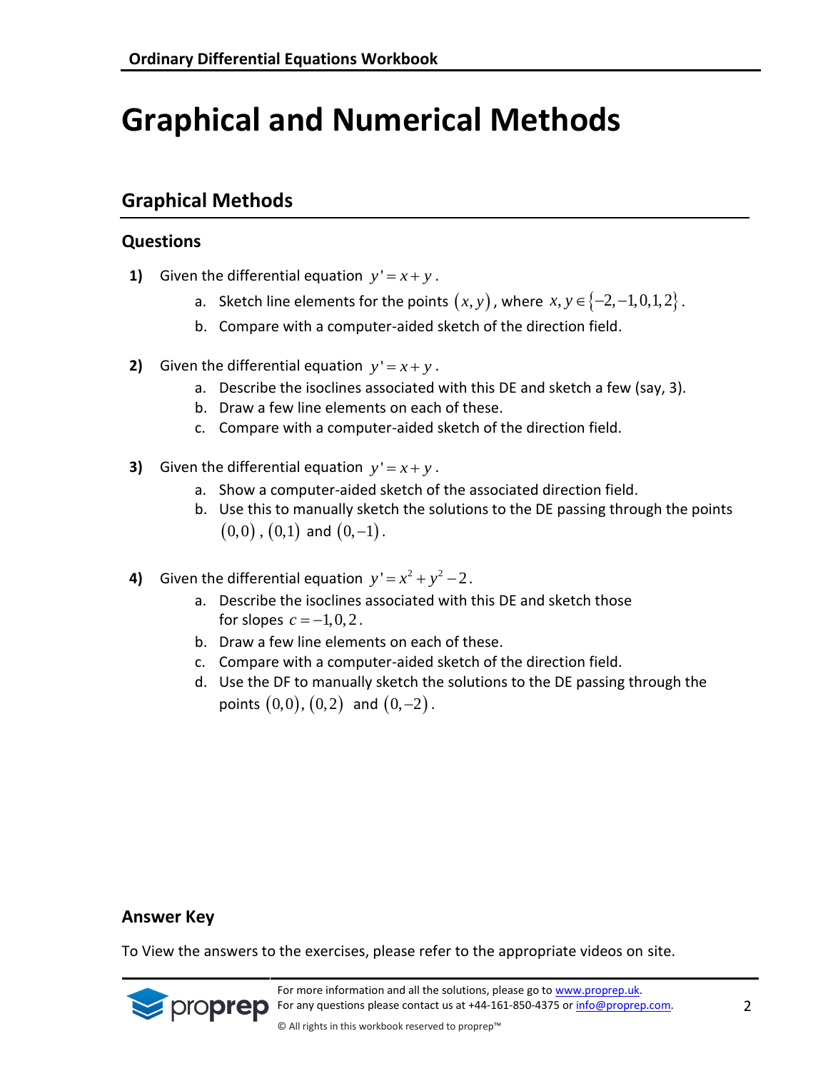# Graphical and Numerical Methods

## Graphical Methods

### Questions

**1)** Given the differential equation $y' = x + y$.

a. Sketch line elements for the points $(x, y)$, where $x, y \in \{-2, -1, 0, 1, 2\}$.

b. Compare with a computer-aided sketch of the direction field.

**2)** Given the differential equation $y' = x + y$.

a. Describe the isoclines associated with this DE and sketch a few (say, 3).

b. Draw a few line elements on each of these.

c. Compare with a computer-aided sketch of the direction field.

**3)** Given the differential equation $y' = x + y$.

a. Show a computer-aided sketch of the associated direction field.

b. Use this to manually sketch the solutions to the DE passing through the points $(0,0)$, $(0,1)$ and $(0,-1)$.

**4)** Given the differential equation $y' = x^2 + y^2 - 2$.

a. Describe the isoclines associated with this DE and sketch those for slopes $c = -1, 0, 2$.

b. Draw a few line elements on each of these.

c. Compare with a computer-aided sketch of the direction field.

d. Use the DF to manually sketch the solutions to the DE passing through the points $(0,0)$, $(0,2)$ and $(0,-2)$.

### Answer Key

To View the answers to the exercises, please refer to the appropriate videos on site.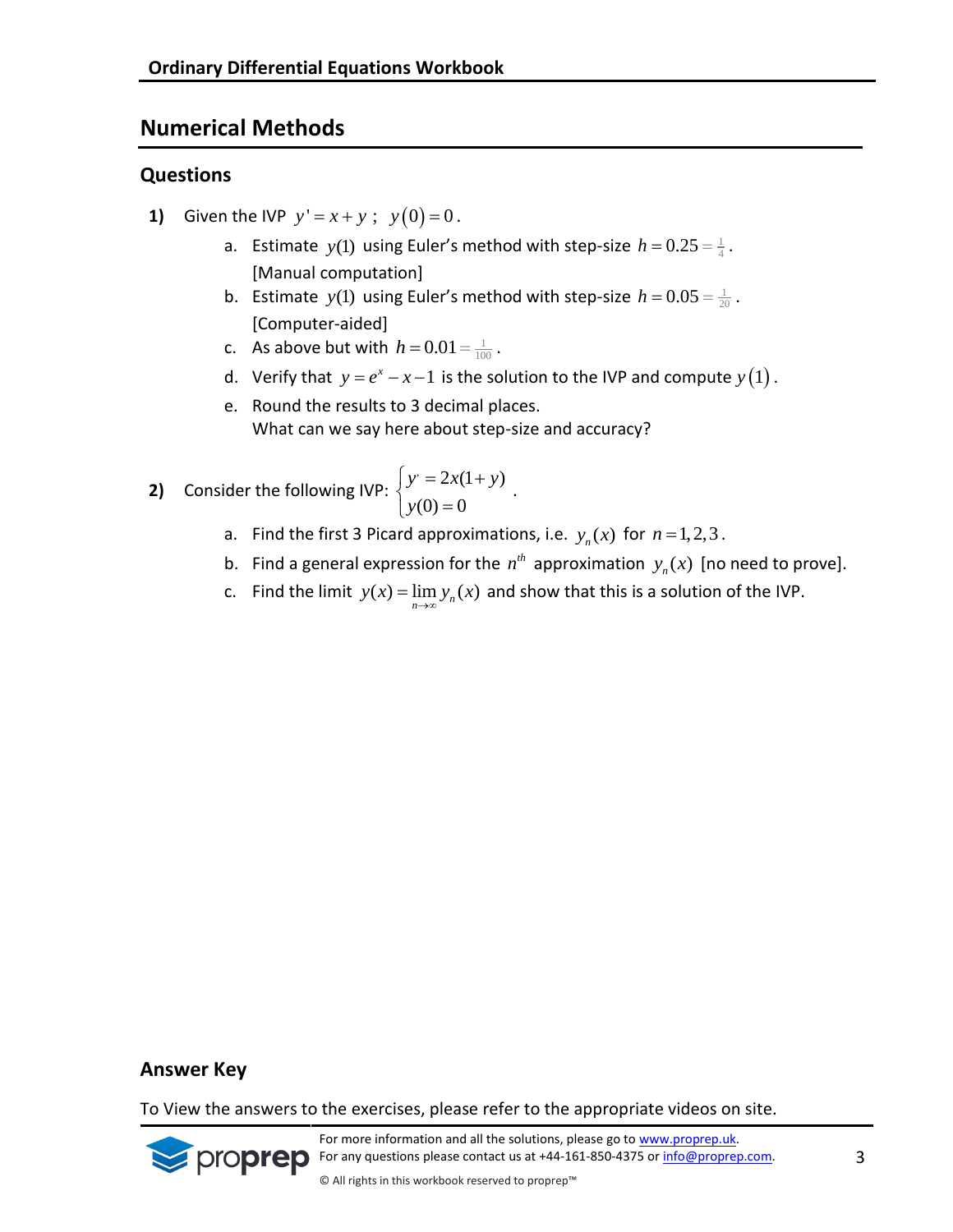## Numerical Methods

### Questions

**1)** Given the IVP $y' = x + y$ ; $y(0) = 0$.

a. Estimate $y(1)$ using Euler's method with step-size $h = 0.25 = \frac{1}{4}$.
   [Manual computation]

b. Estimate $y(1)$ using Euler's method with step-size $h = 0.05 = \frac{1}{20}$.
   [Computer-aided]

c. As above but with $h = 0.01 = \frac{1}{100}$.

d. Verify that $y = e^x - x - 1$ is the solution to the IVP and compute $y(1)$.

e. Round the results to 3 decimal places.
   What can we say here about step-size and accuracy?

**2)** Consider the following IVP: $\begin{cases} y' = 2x(1+y) \\ y(0) = 0 \end{cases}$.

a. Find the first 3 Picard approximations, i.e. $y_n(x)$ for $n = 1, 2, 3$.

b. Find a general expression for the $n^{th}$ approximation $y_n(x)$ [no need to prove].

c. Find the limit $y(x) = \lim_{n \to \infty} y_n(x)$ and show that this is a solution of the IVP.

### Answer Key

To View the answers to the exercises, please refer to the appropriate videos on site.